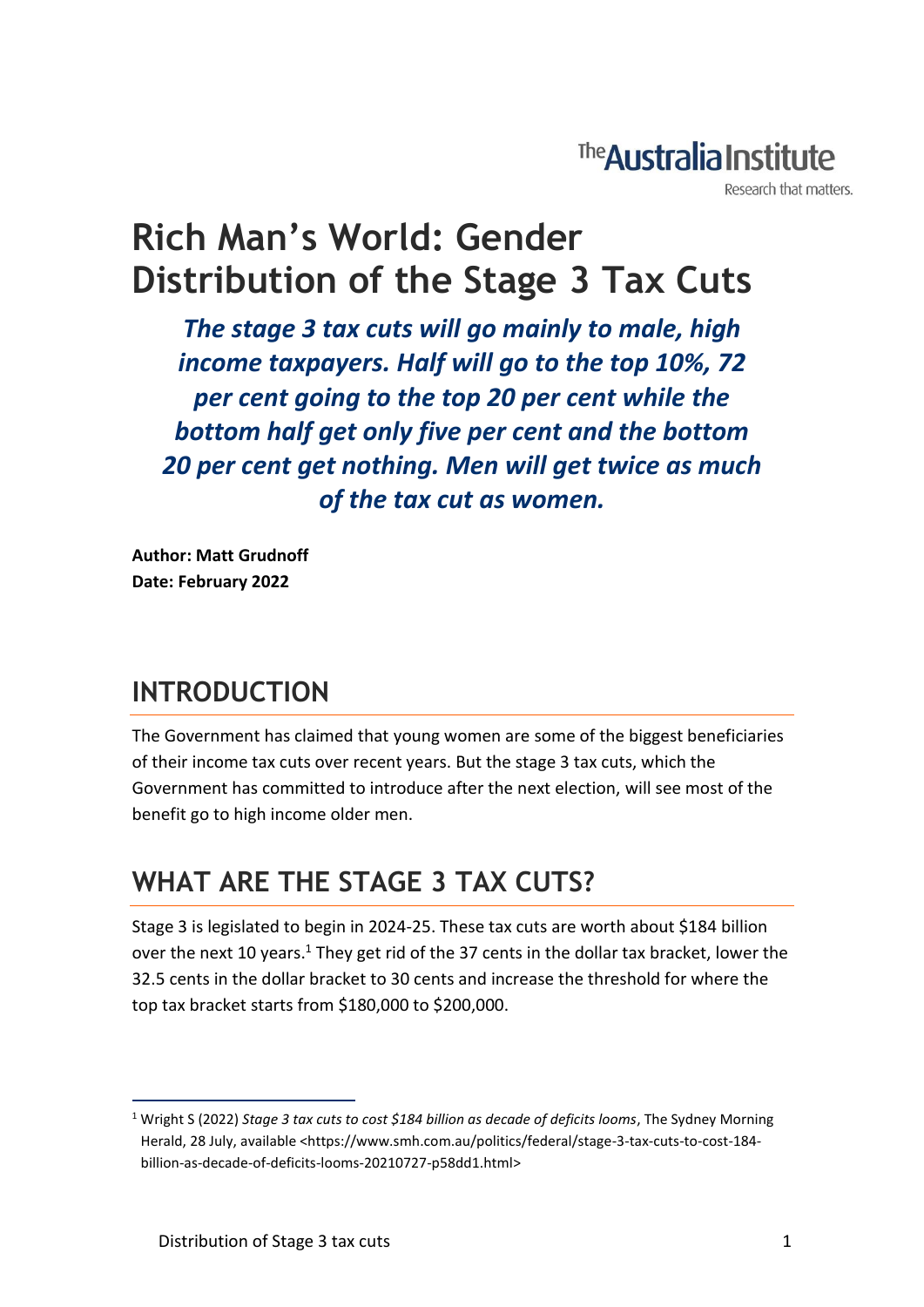The Australia Institute
Research that matters.

# Rich Man's World: Gender Distribution of the Stage 3 Tax Cuts

***The stage 3 tax cuts will go mainly to male, high income taxpayers. Half will go to the top 10%, 72 per cent going to the top 20 per cent while the bottom half get only five per cent and the bottom 20 per cent get nothing. Men will get twice as much of the tax cut as women.***

**Author: Matt Grudnoff**
**Date: February 2022**

## INTRODUCTION

The Government has claimed that young women are some of the biggest beneficiaries of their income tax cuts over recent years. But the stage 3 tax cuts, which the Government has committed to introduce after the next election, will see most of the benefit go to high income older men.

## WHAT ARE THE STAGE 3 TAX CUTS?

Stage 3 is legislated to begin in 2024-25. These tax cuts are worth about $184 billion over the next 10 years.[1] They get rid of the 37 cents in the dollar tax bracket, lower the 32.5 cents in the dollar bracket to 30 cents and increase the threshold for where the top tax bracket starts from $180,000 to $200,000.

[1] Wright S (2022) *Stage 3 tax cuts to cost $184 billion as decade of deficits looms*, The Sydney Morning Herald, 28 July, available <https://www.smh.com.au/politics/federal/stage-3-tax-cuts-to-cost-184-billion-as-decade-of-deficits-looms-20210727-p58dd1.html>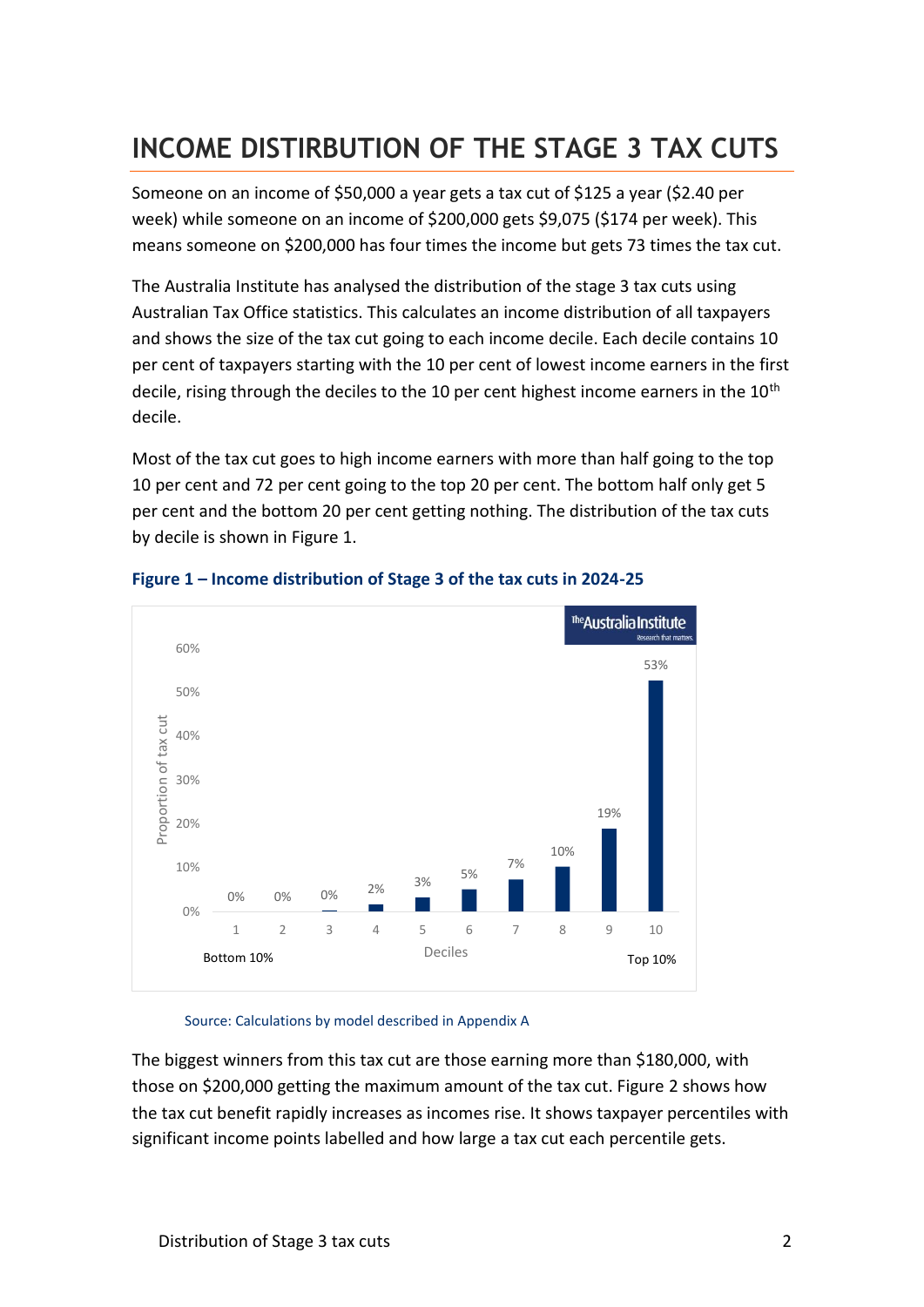# INCOME DISTRIBUTION OF THE STAGE 3 TAX CUTS

Someone on an income of $50,000 a year gets a tax cut of $125 a year ($2.40 per week) while someone on an income of $200,000 gets $9,075 ($174 per week). This means someone on $200,000 has four times the income but gets 73 times the tax cut.

The Australia Institute has analysed the distribution of the stage 3 tax cuts using Australian Tax Office statistics. This calculates an income distribution of all taxpayers and shows the size of the tax cut going to each income decile. Each decile contains 10 per cent of taxpayers starting with the 10 per cent of lowest income earners in the first decile, rising through the deciles to the 10 per cent highest income earners in the 10th decile.

Most of the tax cut goes to high income earners with more than half going to the top 10 per cent and 72 per cent going to the top 20 per cent. The bottom half only get 5 per cent and the bottom 20 per cent getting nothing. The distribution of the tax cuts by decile is shown in Figure 1.

**Figure 1 – Income distribution of Stage 3 of the tax cuts in 2024-25**

| Decile | Proportion of tax cut |
|---|---|
| 1 (Bottom 10%) | 0% |
| 2 | 0% |
| 3 | 0% |
| 4 | 2% |
| 5 | 3% |
| 6 | 5% |
| 7 | 7% |
| 8 | 10% |
| 9 | 19% |
| 10 (Top 10%) | 53% |

Source: Calculations by model described in Appendix A

The biggest winners from this tax cut are those earning more than $180,000, with those on $200,000 getting the maximum amount of the tax cut. Figure 2 shows how the tax cut benefit rapidly increases as incomes rise. It shows taxpayer percentiles with significant income points labelled and how large a tax cut each percentile gets.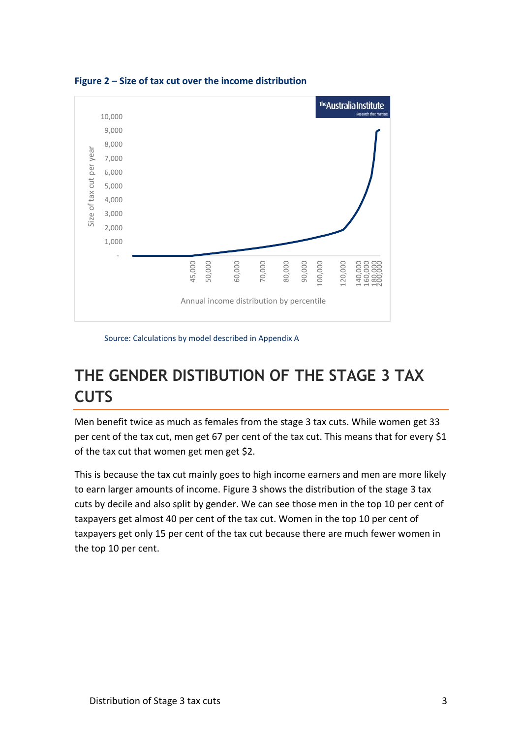**Figure 2 – Size of tax cut over the income distribution**

Source: Calculations by model described in Appendix A

## THE GENDER DISTIBUTION OF THE STAGE 3 TAX CUTS

Men benefit twice as much as females from the stage 3 tax cuts. While women get 33 per cent of the tax cut, men get 67 per cent of the tax cut. This means that for every $1 of the tax cut that women get men get $2.

This is because the tax cut mainly goes to high income earners and men are more likely to earn larger amounts of income. Figure 3 shows the distribution of the stage 3 tax cuts by decile and also split by gender. We can see those men in the top 10 per cent of taxpayers get almost 40 per cent of the tax cut. Women in the top 10 per cent of taxpayers get only 15 per cent of the tax cut because there are much fewer women in the top 10 per cent.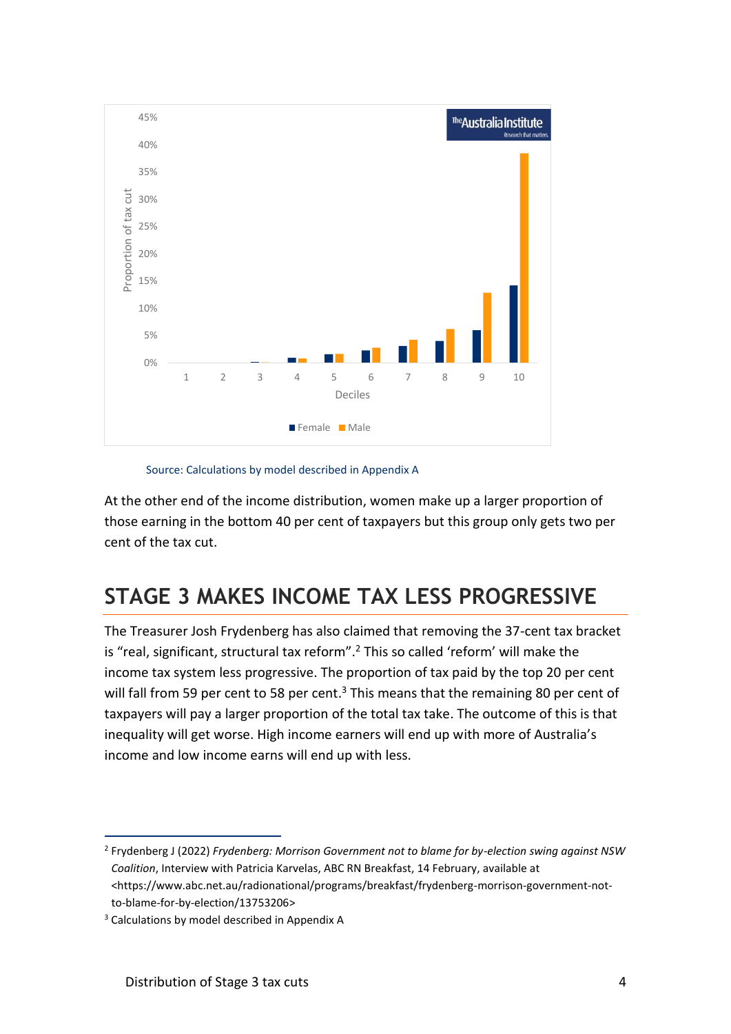Source: Calculations by model described in Appendix A

At the other end of the income distribution, women make up a larger proportion of those earning in the bottom 40 per cent of taxpayers but this group only gets two per cent of the tax cut.

## STAGE 3 MAKES INCOME TAX LESS PROGRESSIVE

The Treasurer Josh Frydenberg has also claimed that removing the 37-cent tax bracket is "real, significant, structural tax reform".[2] This so called 'reform' will make the income tax system less progressive. The proportion of tax paid by the top 20 per cent will fall from 59 per cent to 58 per cent.[3] This means that the remaining 80 per cent of taxpayers will pay a larger proportion of the total tax take. The outcome of this is that inequality will get worse. High income earners will end up with more of Australia's income and low income earns will end up with less.

---

[2] Frydenberg J (2022) *Frydenberg: Morrison Government not to blame for by-election swing against NSW Coalition*, Interview with Patricia Karvelas, ABC RN Breakfast, 14 February, available at <https://www.abc.net.au/radionational/programs/breakfast/frydenberg-morrison-government-not-to-blame-for-by-election/13753206>

[3] Calculations by model described in Appendix A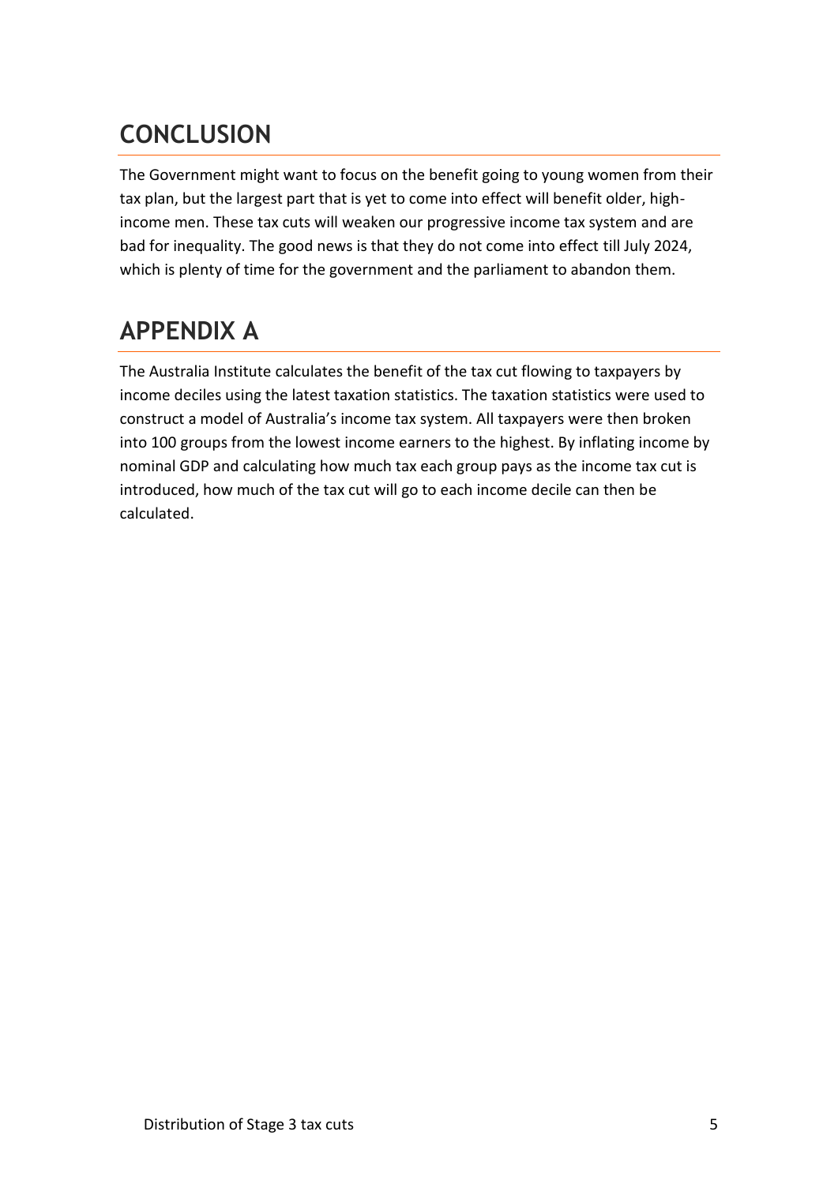## CONCLUSION

The Government might want to focus on the benefit going to young women from their tax plan, but the largest part that is yet to come into effect will benefit older, high-income men. These tax cuts will weaken our progressive income tax system and are bad for inequality. The good news is that they do not come into effect till July 2024, which is plenty of time for the government and the parliament to abandon them.

## APPENDIX A

The Australia Institute calculates the benefit of the tax cut flowing to taxpayers by income deciles using the latest taxation statistics. The taxation statistics were used to construct a model of Australia's income tax system. All taxpayers were then broken into 100 groups from the lowest income earners to the highest. By inflating income by nominal GDP and calculating how much tax each group pays as the income tax cut is introduced, how much of the tax cut will go to each income decile can then be calculated.